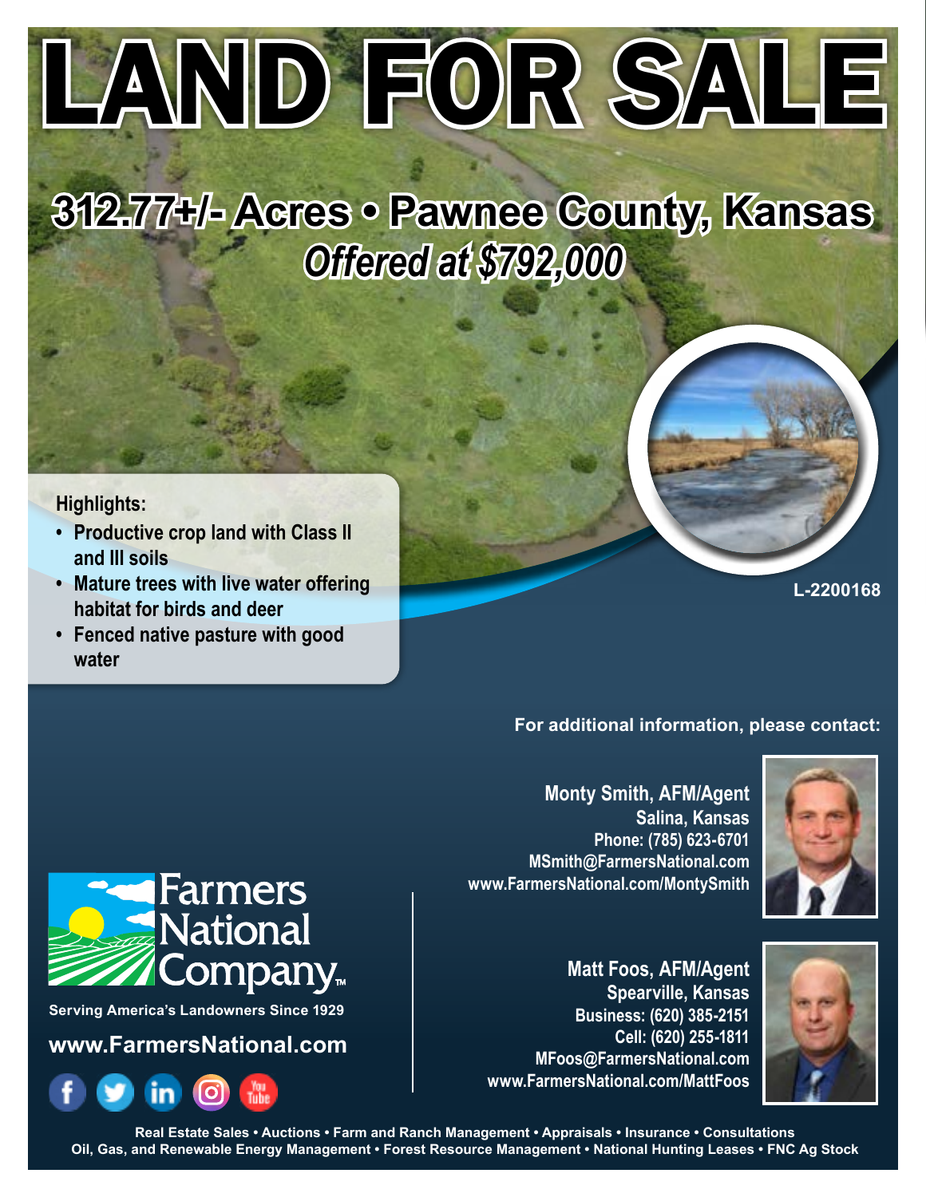# LAND FOR SALE

## 312.77+/- Acres • Pawnee County, Kansas

***Offered at $792,000***

**Highlights:**

- **Productive crop land with Class II and III soils**
- **Mature trees with live water offering habitat for birds and deer**
- **Fenced native pasture with good water**

L-2200168

**For additional information, please contact:**

**Monty Smith, AFM/Agent**
Salina, Kansas
Phone: (785) 623-6701
MSmith@FarmersNational.com
www.FarmersNational.com/MontySmith

**Matt Foos, AFM/Agent**
Spearville, Kansas
Business: (620) 385-2151
Cell: (620) 255-1811
MFoos@FarmersNational.com
www.FarmersNational.com/MattFoos

Farmers National Company™

Serving America's Landowners Since 1929

www.FarmersNational.com

Real Estate Sales • Auctions • Farm and Ranch Management • Appraisals • Insurance • Consultations
Oil, Gas, and Renewable Energy Management • Forest Resource Management • National Hunting Leases • FNC Ag Stock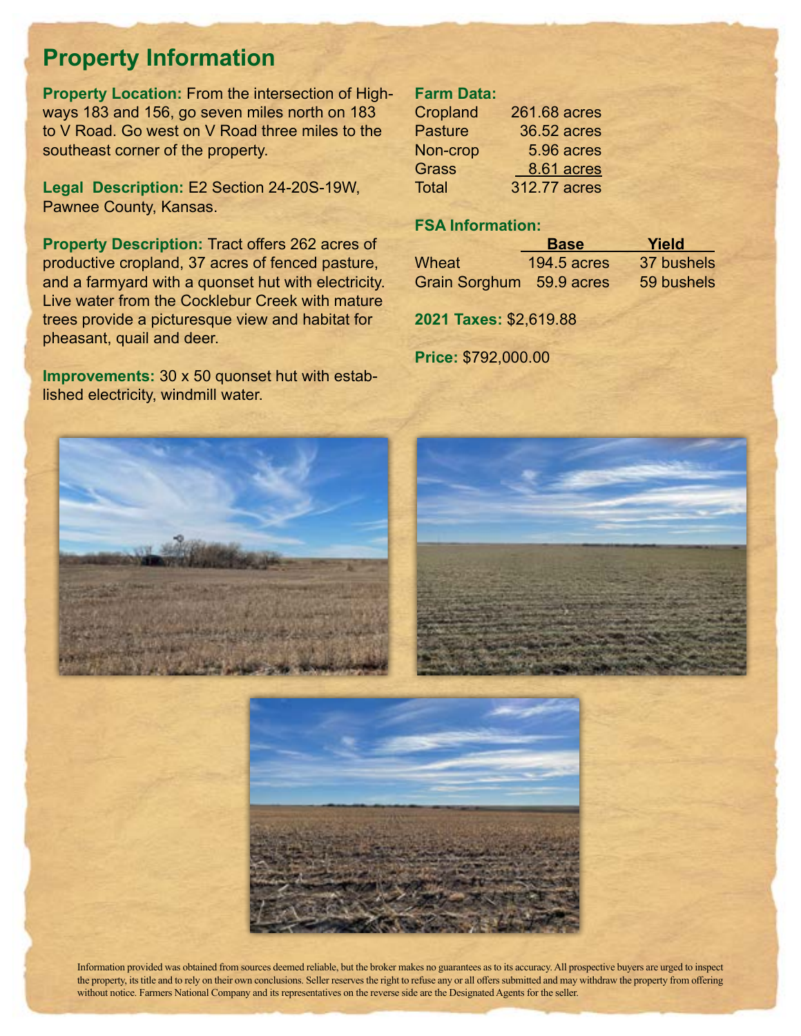# Property Information

**Property Location:** From the intersection of Highways 183 and 156, go seven miles north on 183 to V Road. Go west on V Road three miles to the southeast corner of the property.

**Legal Description:** E2 Section 24-20S-19W, Pawnee County, Kansas.

**Property Description:** Tract offers 262 acres of productive cropland, 37 acres of fenced pasture, and a farmyard with a quonset hut with electricity. Live water from the Cocklebur Creek with mature trees provide a picturesque view and habitat for pheasant, quail and deer.

**Improvements:** 30 x 50 quonset hut with established electricity, windmill water.

**Farm Data:**

| | |
|---|---|
| Cropland | 261.68 acres |
| Pasture | 36.52 acres |
| Non-crop | 5.96 acres |
| Grass | 8.61 acres |
| Total | 312.77 acres |

**FSA Information:**

| | Base | Yield |
|---|---|---|
| Wheat | 194.5 acres | 37 bushels |
| Grain Sorghum | 59.9 acres | 59 bushels |

**2021 Taxes:** $2,619.88

**Price:** $792,000.00

Information provided was obtained from sources deemed reliable, but the broker makes no guarantees as to its accuracy. All prospective buyers are urged to inspect the property, its title and to rely on their own conclusions. Seller reserves the right to refuse any or all offers submitted and may withdraw the property from offering without notice. Farmers National Company and its representatives on the reverse side are the Designated Agents for the seller.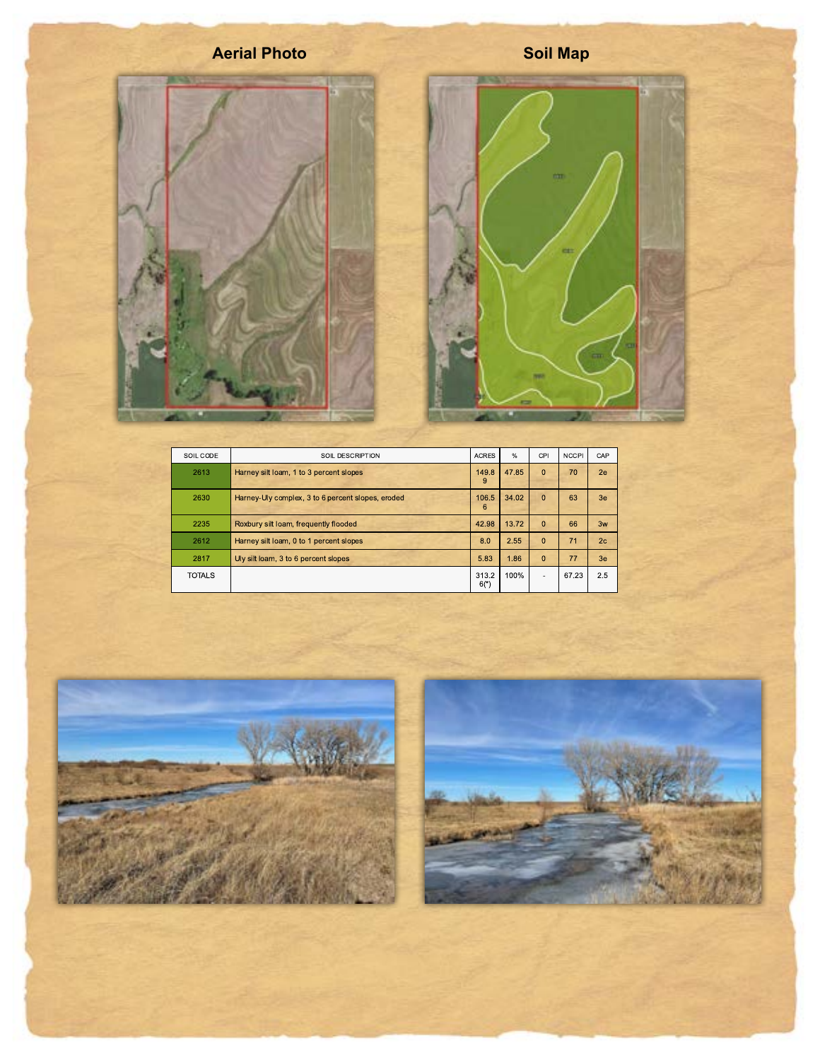## Aerial Photo

## Soil Map

| SOIL CODE | SOIL DESCRIPTION | ACRES | % | CPI | NCCPI | CAP |
|---|---|---|---|---|---|---|
| 2613 | Harney silt loam, 1 to 3 percent slopes | 149.89 | 47.85 | 0 | 70 | 2e |
| 2630 | Harney-Uly complex, 3 to 6 percent slopes, eroded | 106.56 | 34.02 | 0 | 63 | 3e |
| 2235 | Roxbury silt loam, frequently flooded | 42.98 | 13.72 | 0 | 66 | 3w |
| 2612 | Harney silt loam, 0 to 1 percent slopes | 8.0 | 2.55 | 0 | 71 | 2c |
| 2817 | Uly silt loam, 3 to 6 percent slopes | 5.83 | 1.86 | 0 | 77 | 3e |
| TOTALS | | 313.26(*) | 100% | - | 67.23 | 2.5 |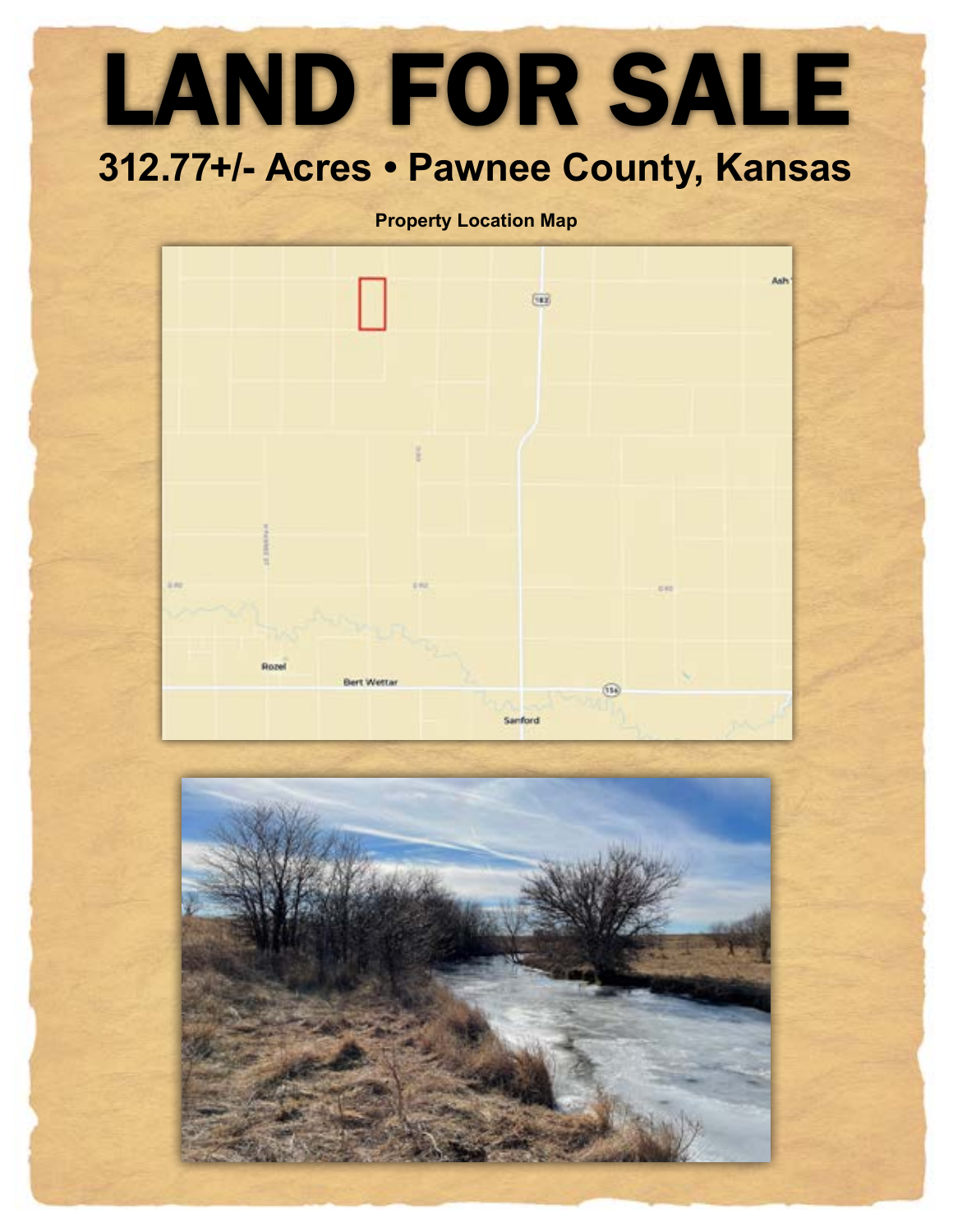# LAND FOR SALE

## 312.77+/- Acres • Pawnee County, Kansas

**Property Location Map**

Ash

183

Rozel

Bert Wettar

156

Sanford